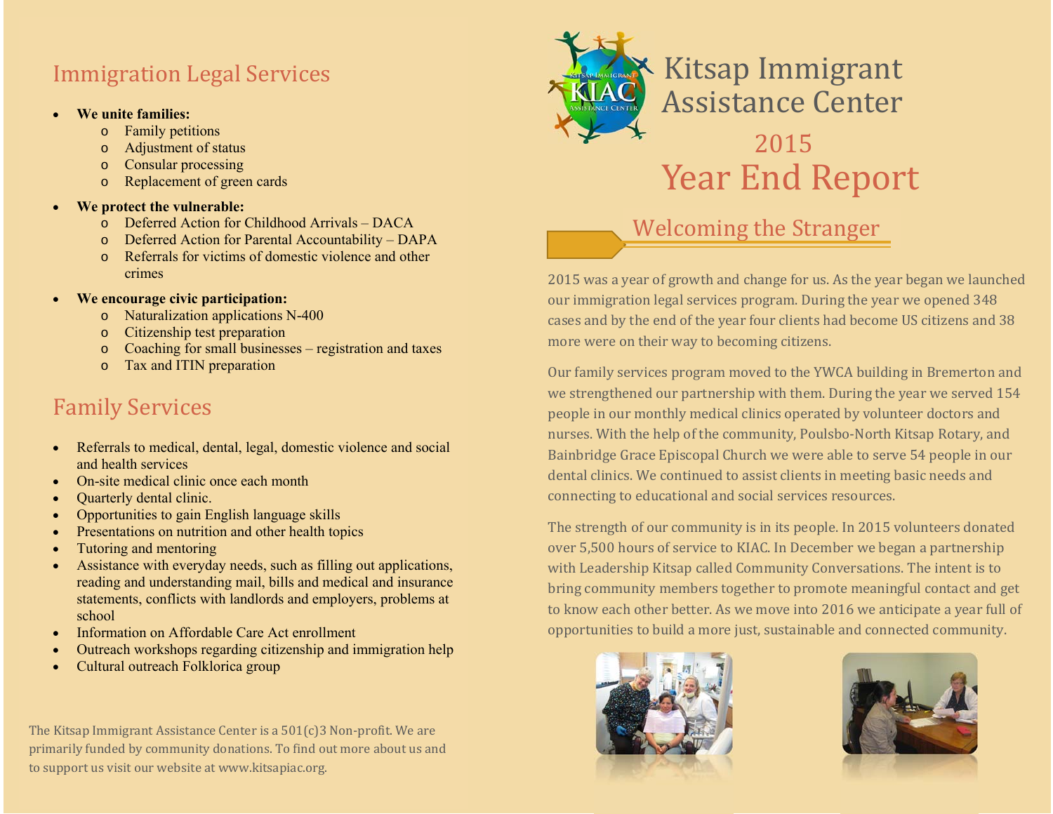# Kitsap Immigrant Assistance Center

## 2015 Year End Report

### Welcoming the Stranger

2015 was a year of growth and change for us. As the year began we launched our immigration legal services program. During the year we opened 348 cases and by the end of the year four clients had become US citizens and 38 more were on their way to becoming citizens.

Our family services program moved to the YWCA building in Bremerton and we strengthened our partnership with them. During the year we served 154 people in our monthly medical clinics operated by volunteer doctors and nurses. With the help of the community, Poulsbo-North Kitsap Rotary, and Bainbridge Grace Episcopal Church we were able to serve 54 people in our dental clinics. We continued to assist clients in meeting basic needs and connecting to educational and social services resources.

The strength of our community is in its people. In 2015 volunteers donated over 5,500 hours of service to KIAC. In December we began a partnership with Leadership Kitsap called Community Conversations. The intent is to bring community members together to promote meaningful contact and get to know each other better. As we move into 2016 we anticipate a year full of opportunities to build a more just, sustainable and connected community.

## Immigration Legal Services

- **We unite families:**
  - Family petitions
  - Adjustment of status
  - Consular processing
  - Replacement of green cards
- **We protect the vulnerable:**
  - Deferred Action for Childhood Arrivals – DACA
  - Deferred Action for Parental Accountability – DAPA
  - Referrals for victims of domestic violence and other crimes
- **We encourage civic participation:**
  - Naturalization applications N-400
  - Citizenship test preparation
  - Coaching for small businesses – registration and taxes
  - Tax and ITIN preparation

## Family Services

- Referrals to medical, dental, legal, domestic violence and social and health services
- On-site medical clinic once each month
- Quarterly dental clinic.
- Opportunities to gain English language skills
- Presentations on nutrition and other health topics
- Tutoring and mentoring
- Assistance with everyday needs, such as filling out applications, reading and understanding mail, bills and medical and insurance statements, conflicts with landlords and employers, problems at school
- Information on Affordable Care Act enrollment
- Outreach workshops regarding citizenship and immigration help
- Cultural outreach Folklorica group

The Kitsap Immigrant Assistance Center is a 501(c)3 Non-profit. We are primarily funded by community donations. To find out more about us and to support us visit our website at www.kitsapiac.org.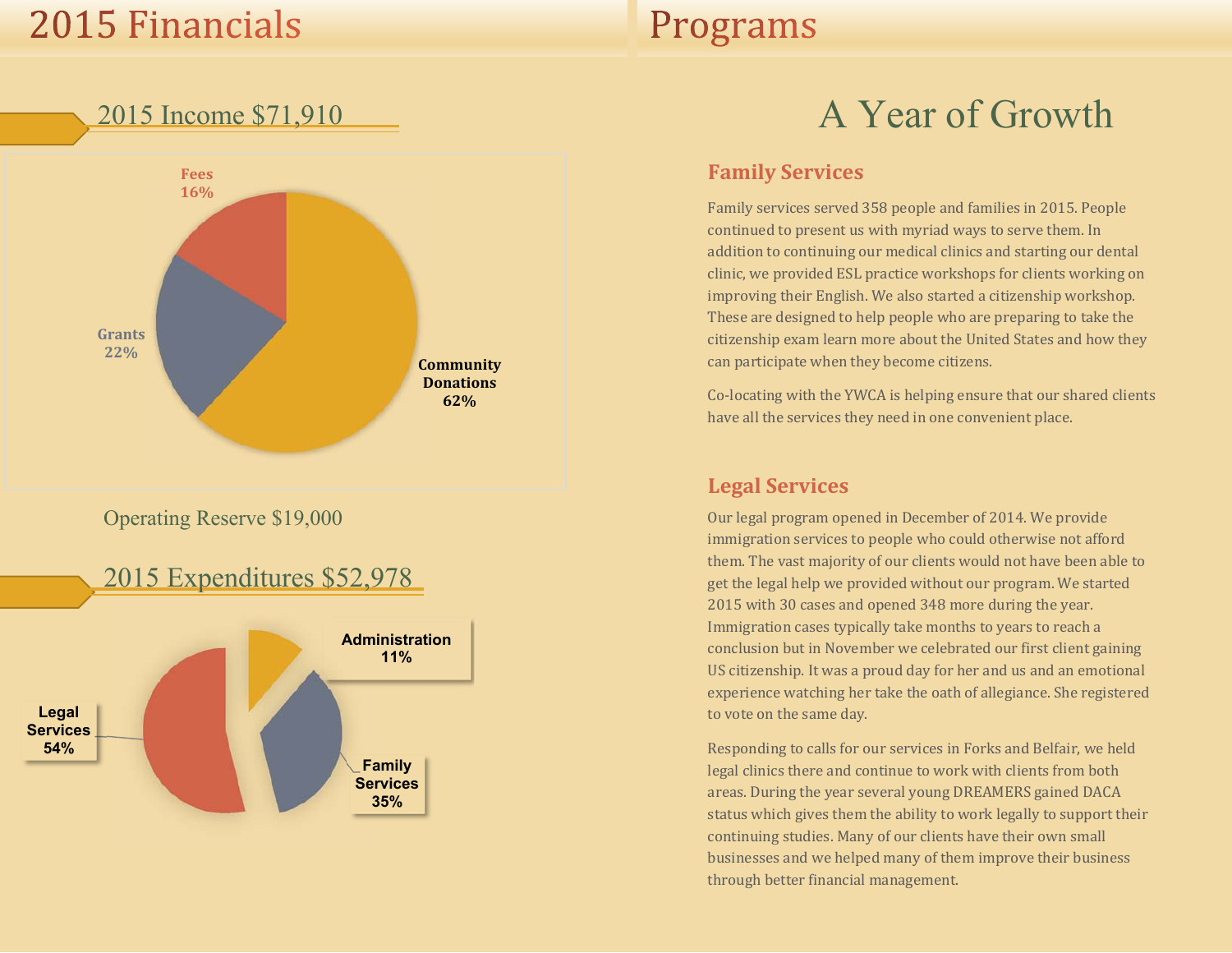# 2015 Financials

## 2015 Income $71,910

Fees
16%

Grants
22%

Community Donations
62%

Operating Reserve $19,000

## 2015 Expenditures $52,978

Administration
11%

Legal Services
54%

Family Services
35%

# Programs

## A Year of Growth

### Family Services

Family services served 358 people and families in 2015. People continued to present us with myriad ways to serve them. In addition to continuing our medical clinics and starting our dental clinic, we provided ESL practice workshops for clients working on improving their English. We also started a citizenship workshop. These are designed to help people who are preparing to take the citizenship exam learn more about the United States and how they can participate when they become citizens.

Co-locating with the YWCA is helping ensure that our shared clients have all the services they need in one convenient place.

### Legal Services

Our legal program opened in December of 2014. We provide immigration services to people who could otherwise not afford them. The vast majority of our clients would not have been able to get the legal help we provided without our program. We started 2015 with 30 cases and opened 348 more during the year. Immigration cases typically take months to years to reach a conclusion but in November we celebrated our first client gaining US citizenship. It was a proud day for her and us and an emotional experience watching her take the oath of allegiance. She registered to vote on the same day.

Responding to calls for our services in Forks and Belfair, we held legal clinics there and continue to work with clients from both areas. During the year several young DREAMERS gained DACA status which gives them the ability to work legally to support their continuing studies. Many of our clients have their own small businesses and we helped many of them improve their business through better financial management.